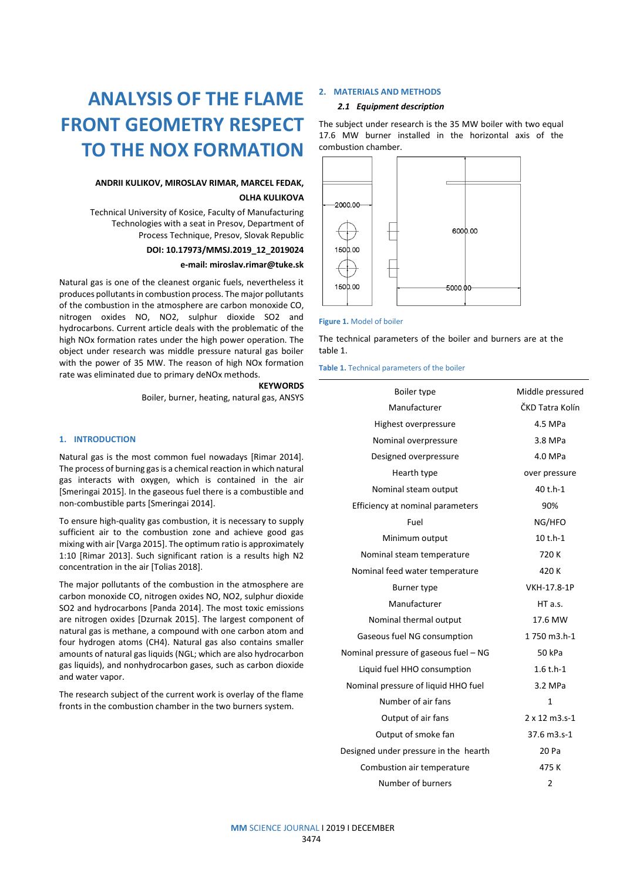# ANALYSIS OF THE FLAME FRONT GEOMETRY RESPECT TO THE NOX FORMATION

**ANDRII KULIKOV, MIROSLAV RIMAR, MARCEL FEDAK, OLHA KULIKOVA**

Technical University of Kosice, Faculty of Manufacturing Technologies with a seat in Presov, Department of Process Technique, Presov, Slovak Republic

**DOI: 10.17973/MMSJ.2019_12_2019024**

**e-mail: miroslav.rimar@tuke.sk**

Natural gas is one of the cleanest organic fuels, nevertheless it produces pollutants in combustion process. The major pollutants of the combustion in the atmosphere are carbon monoxide CO, nitrogen oxides NO, NO2, sulphur dioxide SO2 and hydrocarbons. Current article deals with the problematic of the high NOx formation rates under the high power operation. The object under research was middle pressure natural gas boiler with the power of 35 MW. The reason of high NOx formation rate was eliminated due to primary deNOx methods.

**KEYWORDS**

Boiler, burner, heating, natural gas, ANSYS

## 1. INTRODUCTION

Natural gas is the most common fuel nowadays [Rimar 2014]. The process of burning gas is a chemical reaction in which natural gas interacts with oxygen, which is contained in the air [Smeringai 2015]. In the gaseous fuel there is a combustible and non-combustible parts [Smeringai 2014].

To ensure high-quality gas combustion, it is necessary to supply sufficient air to the combustion zone and achieve good gas mixing with air [Varga 2015]. The optimum ratio is approximately 1:10 [Rimar 2013]. Such significant ration is a results high N2 concentration in the air [Tolias 2018].

The major pollutants of the combustion in the atmosphere are carbon monoxide CO, nitrogen oxides NO, NO2, sulphur dioxide SO2 and hydrocarbons [Panda 2014]. The most toxic emissions are nitrogen oxides [Dzurnak 2015]. The largest component of natural gas is methane, a compound with one carbon atom and four hydrogen atoms (CH4). Natural gas also contains smaller amounts of natural gas liquids (NGL; which are also hydrocarbon gas liquids), and nonhydrocarbon gases, such as carbon dioxide and water vapor.

The research subject of the current work is overlay of the flame fronts in the combustion chamber in the two burners system.

## 2. MATERIALS AND METHODS

### *2.1 Equipment description*

The subject under research is the 35 MW boiler with two equal 17.6 MW burner installed in the horizontal axis of the combustion chamber.

Figure 1. Model of boiler

The technical parameters of the boiler and burners are at the table 1.

Table 1. Technical parameters of the boiler

| | |
|---|---|
| Boiler type | Middle pressured |
| Manufacturer | ČKD Tatra Kolín |
| Highest overpressure | 4.5 MPa |
| Nominal overpressure | 3.8 MPa |
| Designed overpressure | 4.0 MPa |
| Hearth type | over pressure |
| Nominal steam output | 40 t.h-1 |
| Efficiency at nominal parameters | 90% |
| Fuel | NG/HFO |
| Minimum output | 10 t.h-1 |
| Nominal steam temperature | 720 K |
| Nominal feed water temperature | 420 K |
| Burner type | VKH-17.8-1P |
| Manufacturer | HT a.s. |
| Nominal thermal output | 17.6 MW |
| Gaseous fuel NG consumption | 1 750 m3.h-1 |
| Nominal pressure of gaseous fuel – NG | 50 kPa |
| Liquid fuel HHO consumption | 1.6 t.h-1 |
| Nominal pressure of liquid HHO fuel | 3.2 MPa |
| Number of air fans | 1 |
| Output of air fans | 2 x 12 m3.s-1 |
| Output of smoke fan | 37.6 m3.s-1 |
| Designed under pressure in the hearth | 20 Pa |
| Combustion air temperature | 475 K |
| Number of burners | 2 |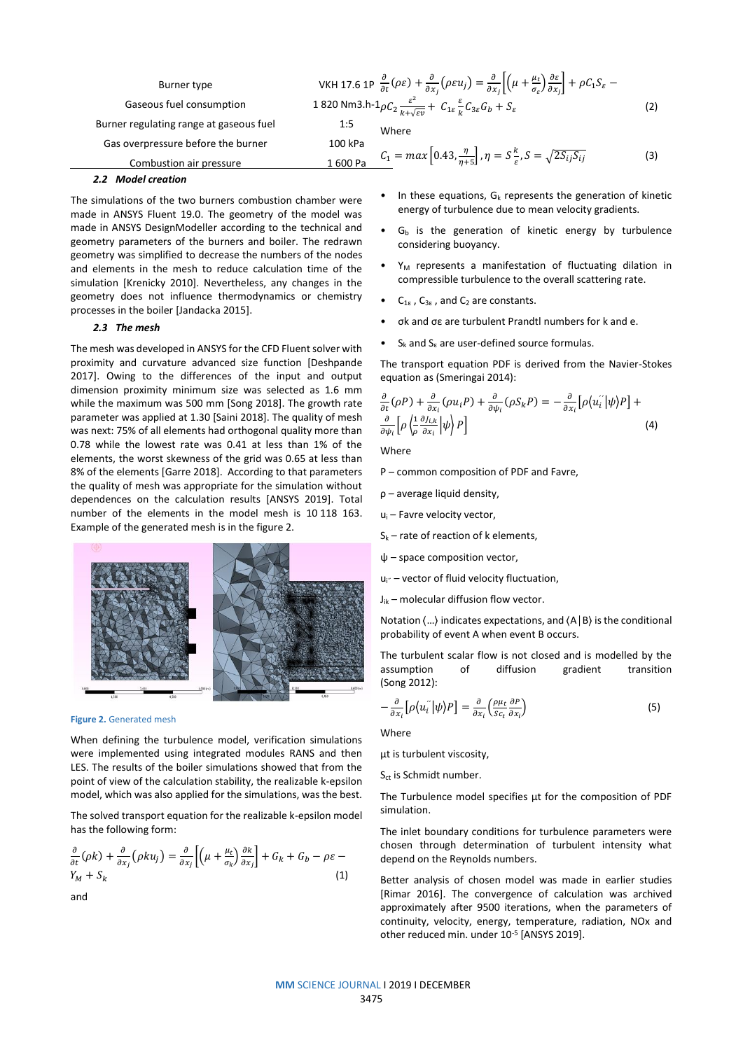| | |
|---|---|
| Burner type | VKH 17.6 1P |
| Gaseous fuel consumption | 1 820 Nm3.h-1 |
| Burner regulating range at gaseous fuel | 1:5 |
| Gas overpressure before the burner | 100 kPa |
| Combustion air pressure | 1 600 Pa |

### 2.2 Model creation

The simulations of the two burners combustion chamber were made in ANSYS Fluent 19.0. The geometry of the model was made in ANSYS DesignModeller according to the technical and geometry parameters of the burners and boiler. The redrawn geometry was simplified to decrease the numbers of the nodes and elements in the mesh to reduce calculation time of the simulation [Krenicky 2010]. Nevertheless, any changes in the geometry does not influence thermodynamics or chemistry processes in the boiler [Jandacka 2015].

### 2.3 The mesh

The mesh was developed in ANSYS for the CFD Fluent solver with proximity and curvature advanced size function [Deshpande 2017]. Owing to the differences of the input and output dimension proximity minimum size was selected as 1.6 mm while the maximum was 500 mm [Song 2018]. The growth rate parameter was applied at 1.30 [Saini 2018]. The quality of mesh was next: 75% of all elements had orthogonal quality more than 0.78 while the lowest rate was 0.41 at less than 1% of the elements, the worst skewness of the grid was 0.65 at less than 8% of the elements [Garre 2018]. According to that parameters the quality of mesh was appropriate for the simulation without dependences on the calculation results [ANSYS 2019]. Total number of the elements in the model mesh is 10 118 163. Example of the generated mesh is in the figure 2.

**Figure 2.** Generated mesh

When defining the turbulence model, verification simulations were implemented using integrated modules RANS and then LES. The results of the boiler simulations showed that from the point of view of the calculation stability, the realizable k-epsilon model, which was also applied for the simulations, was the best.

The solved transport equation for the realizable k-epsilon model has the following form:

$$\frac{\partial}{\partial t}(\rho k) + \frac{\partial}{\partial x_j}(\rho k u_j) = \frac{\partial}{\partial x_j}\left[\left(\mu + \frac{\mu_t}{\sigma_k}\right)\frac{\partial k}{\partial x_j}\right] + G_k + G_b - \rho\varepsilon - Y_M + S_k \tag{1}$$

and

$$\frac{\partial}{\partial t}(\rho\varepsilon) + \frac{\partial}{\partial x_j}(\rho\varepsilon u_j) = \frac{\partial}{\partial x_j}\left[\left(\mu + \frac{\mu_t}{\sigma_\varepsilon}\right)\frac{\partial \varepsilon}{\partial x_j}\right] + \rho C_1 S_\varepsilon - \rho C_2 \frac{\varepsilon^2}{k+\sqrt{\varepsilon v}} + C_{1\varepsilon}\frac{\varepsilon}{k}C_{3\varepsilon}G_b + S_\varepsilon \tag{2}$$

Where

$$C_1 = max\left[0.43, \frac{\eta}{\eta+5}\right], \eta = S\frac{k}{\varepsilon}, S = \sqrt{2S_{ij}S_{ij}} \tag{3}$$

- In these equations, $G_k$ represents the generation of kinetic energy of turbulence due to mean velocity gradients.
- $G_b$ is the generation of kinetic energy by turbulence considering buoyancy.
- $Y_M$ represents a manifestation of fluctuating dilation in compressible turbulence to the overall scattering rate.
- $C_{1\varepsilon}$, $C_{3\varepsilon}$, and $C_2$ are constants.
- σk and σε are turbulent Prandtl numbers for k and e.
- $S_k$ and $S_\varepsilon$ are user-defined source formulas.

The transport equation PDF is derived from the Navier-Stokes equation as (Smeringai 2014):

$$\frac{\partial}{\partial t}(\rho P) + \frac{\partial}{\partial x_i}(\rho u_i P) + \frac{\partial}{\partial \psi_i}(\rho S_k P) = -\frac{\partial}{\partial x_i}\left[\rho\langle u_i^{''}|\psi\rangle P\right] + \frac{\partial}{\partial \psi_i}\left[\rho\left\langle\frac{1}{\rho}\frac{\partial J_{i,k}}{\partial x_i}\middle|\psi\right\rangle P\right] \tag{4}$$

Where

P – common composition of PDF and Favre,

ρ – average liquid density,

$u_i$ – Favre velocity vector,

$S_k$ – rate of reaction of k elements,

ψ – space composition vector,

$u_i''$ – vector of fluid velocity fluctuation,

$J_{ik}$ – molecular diffusion flow vector.

Notation ⟨…⟩ indicates expectations, and ⟨A|B⟩ is the conditional probability of event A when event B occurs.

The turbulent scalar flow is not closed and is modelled by the assumption of diffusion gradient transition (Song 2012):

$$-\frac{\partial}{\partial x_i}\left[\rho\langle u_i^{''}|\psi\rangle P\right] = \frac{\partial}{\partial x_i}\left(\frac{\rho\mu_t}{Sc_t}\frac{\partial P}{\partial x_i}\right) \tag{5}$$

Where

μt is turbulent viscosity,

$S_{ct}$ is Schmidt number.

The Turbulence model specifies μt for the composition of PDF simulation.

The inlet boundary conditions for turbulence parameters were chosen through determination of turbulent intensity what depend on the Reynolds numbers.

Better analysis of chosen model was made in earlier studies [Rimar 2016]. The convergence of calculation was archived approximately after 9500 iterations, when the parameters of continuity, velocity, energy, temperature, radiation, NOx and other reduced min. under $10^{-5}$ [ANSYS 2019].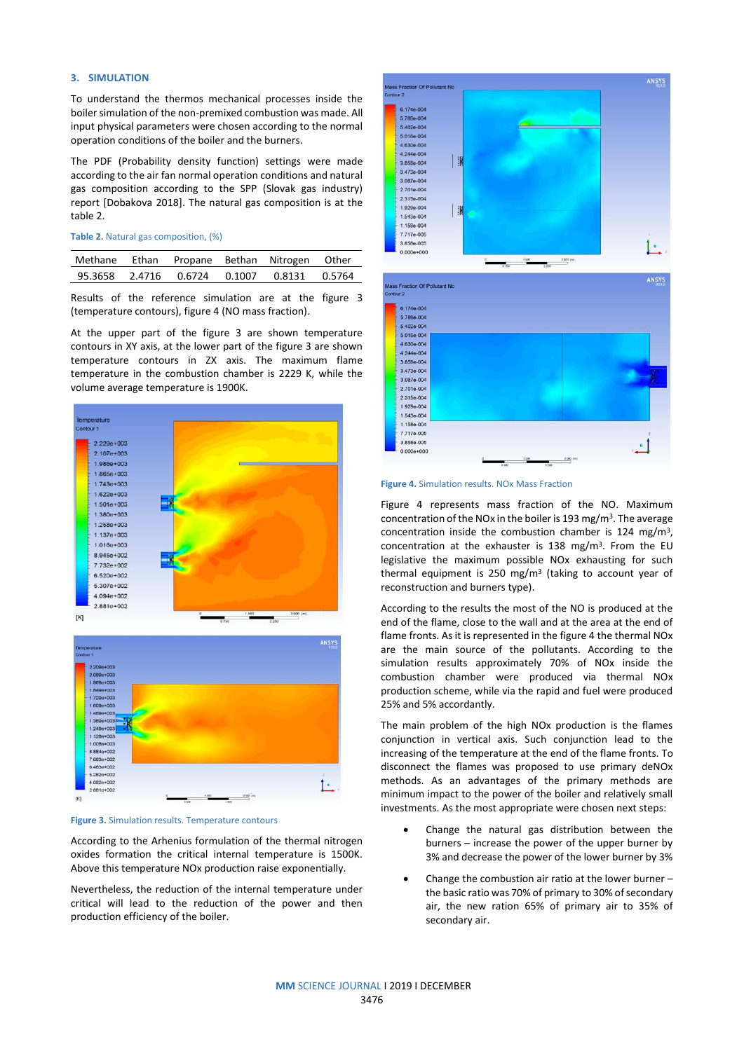## 3. SIMULATION

To understand the thermos mechanical processes inside the boiler simulation of the non-premixed combustion was made. All input physical parameters were chosen according to the normal operation conditions of the boiler and the burners.

The PDF (Probability density function) settings were made according to the air fan normal operation conditions and natural gas composition according to the SPP (Slovak gas industry) report [Dobakova 2018]. The natural gas composition is at the table 2.

Table 2. Natural gas composition, (%)

| Methane | Ethan | Propane | Bethan | Nitrogen | Other |
|---|---|---|---|---|---|
| 95.3658 | 2.4716 | 0.6724 | 0.1007 | 0.8131 | 0.5764 |

Results of the reference simulation are at the figure 3 (temperature contours), figure 4 (NO mass fraction).

At the upper part of the figure 3 are shown temperature contours in XY axis, at the lower part of the figure 3 are shown temperature contours in ZX axis. The maximum flame temperature in the combustion chamber is 2229 K, while the volume average temperature is 1900K.

Figure 3. Simulation results. Temperature contours

According to the Arhenius formulation of the thermal nitrogen oxides formation the critical internal temperature is 1500K. Above this temperature NOx production raise exponentially.

Nevertheless, the reduction of the internal temperature under critical will lead to the reduction of the power and then production efficiency of the boiler.

Figure 4. Simulation results. NOx Mass Fraction

Figure 4 represents mass fraction of the NO. Maximum concentration of the NOx in the boiler is 193 mg/m$^3$. The average concentration inside the combustion chamber is 124 mg/m$^3$, concentration at the exhauster is 138 mg/m$^3$. From the EU legislative the maximum possible NOx exhausting for such thermal equipment is 250 mg/m$^3$ (taking to account year of reconstruction and burners type).

According to the results the most of the NO is produced at the end of the flame, close to the wall and at the area at the end of flame fronts. As it is represented in the figure 4 the thermal NOx are the main source of the pollutants. According to the simulation results approximately 70% of NOx inside the combustion chamber were produced via thermal NOx production scheme, while via the rapid and fuel were produced 25% and 5% accordantly.

The main problem of the high NOx production is the flames conjunction in vertical axis. Such conjunction lead to the increasing of the temperature at the end of the flame fronts. To disconnect the flames was proposed to use primary deNOx methods. As an advantages of the primary methods are minimum impact to the power of the boiler and relatively small investments. As the most appropriate were chosen next steps:

- Change the natural gas distribution between the burners – increase the power of the upper burner by 3% and decrease the power of the lower burner by 3%
- Change the combustion air ratio at the lower burner – the basic ratio was 70% of primary to 30% of secondary air, the new ration 65% of primary air to 35% of secondary air.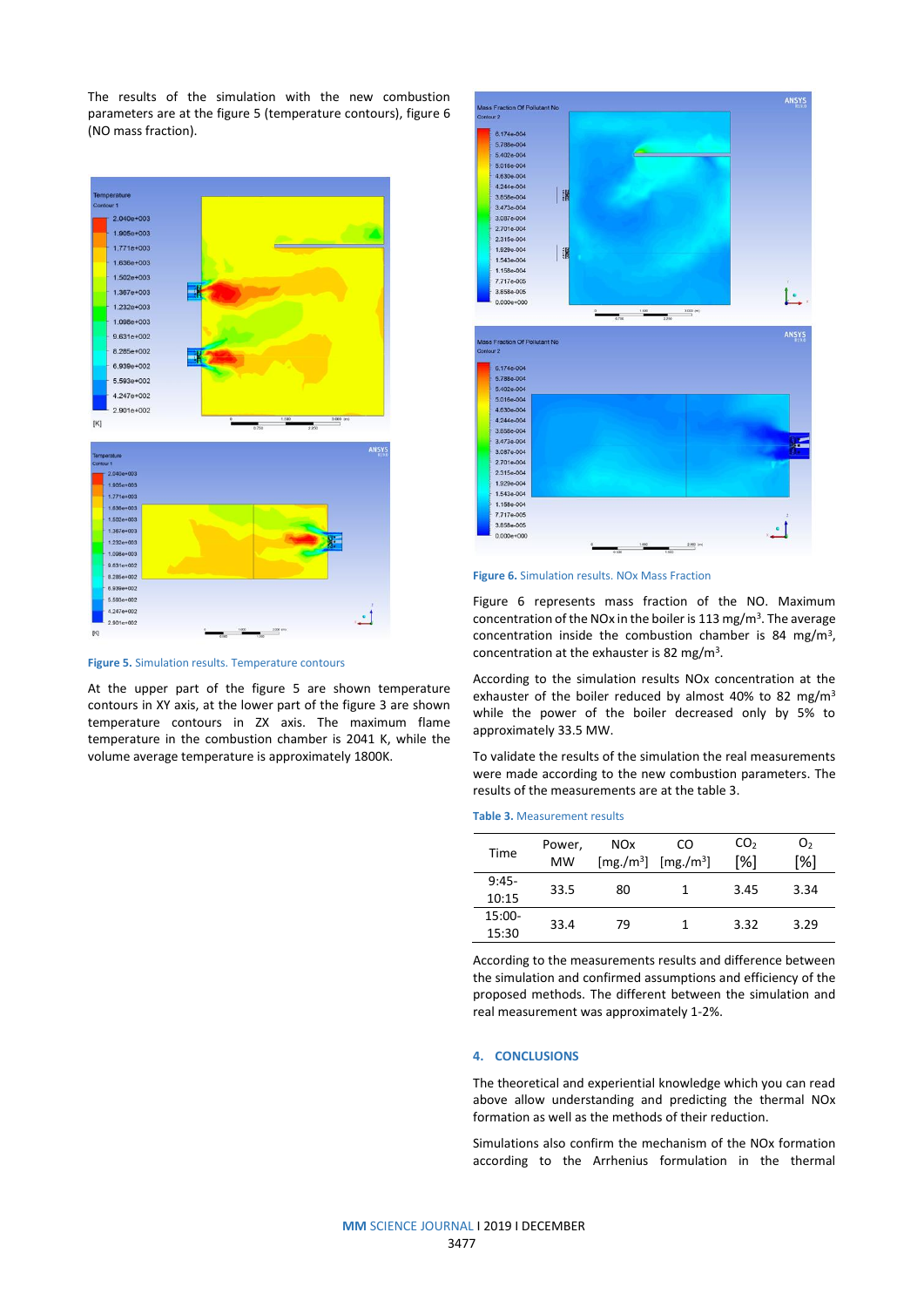The results of the simulation with the new combustion parameters are at the figure 5 (temperature contours), figure 6 (NO mass fraction).

**Figure 5.** Simulation results. Temperature contours

At the upper part of the figure 5 are shown temperature contours in XY axis, at the lower part of the figure 3 are shown temperature contours in ZX axis. The maximum flame temperature in the combustion chamber is 2041 K, while the volume average temperature is approximately 1800K.

**Figure 6.** Simulation results. NOx Mass Fraction

Figure 6 represents mass fraction of the NO. Maximum concentration of the NOx in the boiler is 113 mg/m$^3$. The average concentration inside the combustion chamber is 84 mg/m$^3$, concentration at the exhauster is 82 mg/m$^3$.

According to the simulation results NOx concentration at the exhauster of the boiler reduced by almost 40% to 82 mg/m$^3$ while the power of the boiler decreased only by 5% to approximately 33.5 MW.

To validate the results of the simulation the real measurements were made according to the new combustion parameters. The results of the measurements are at the table 3.

**Table 3.** Measurement results

| Time | Power, MW | NOx [mg./m$^3$] | CO [mg./m$^3$] | $CO_2$ [%] | $O_2$ [%] |
|---|---|---|---|---|---|
| 9:45-10:15 | 33.5 | 80 | 1 | 3.45 | 3.34 |
| 15:00-15:30 | 33.4 | 79 | 1 | 3.32 | 3.29 |

According to the measurements results and difference between the simulation and confirmed assumptions and efficiency of the proposed methods. The different between the simulation and real measurement was approximately 1-2%.

## 4. CONCLUSIONS

The theoretical and experiential knowledge which you can read above allow understanding and predicting the thermal NOx formation as well as the methods of their reduction.

Simulations also confirm the mechanism of the NOx formation according to the Arrhenius formulation in the thermal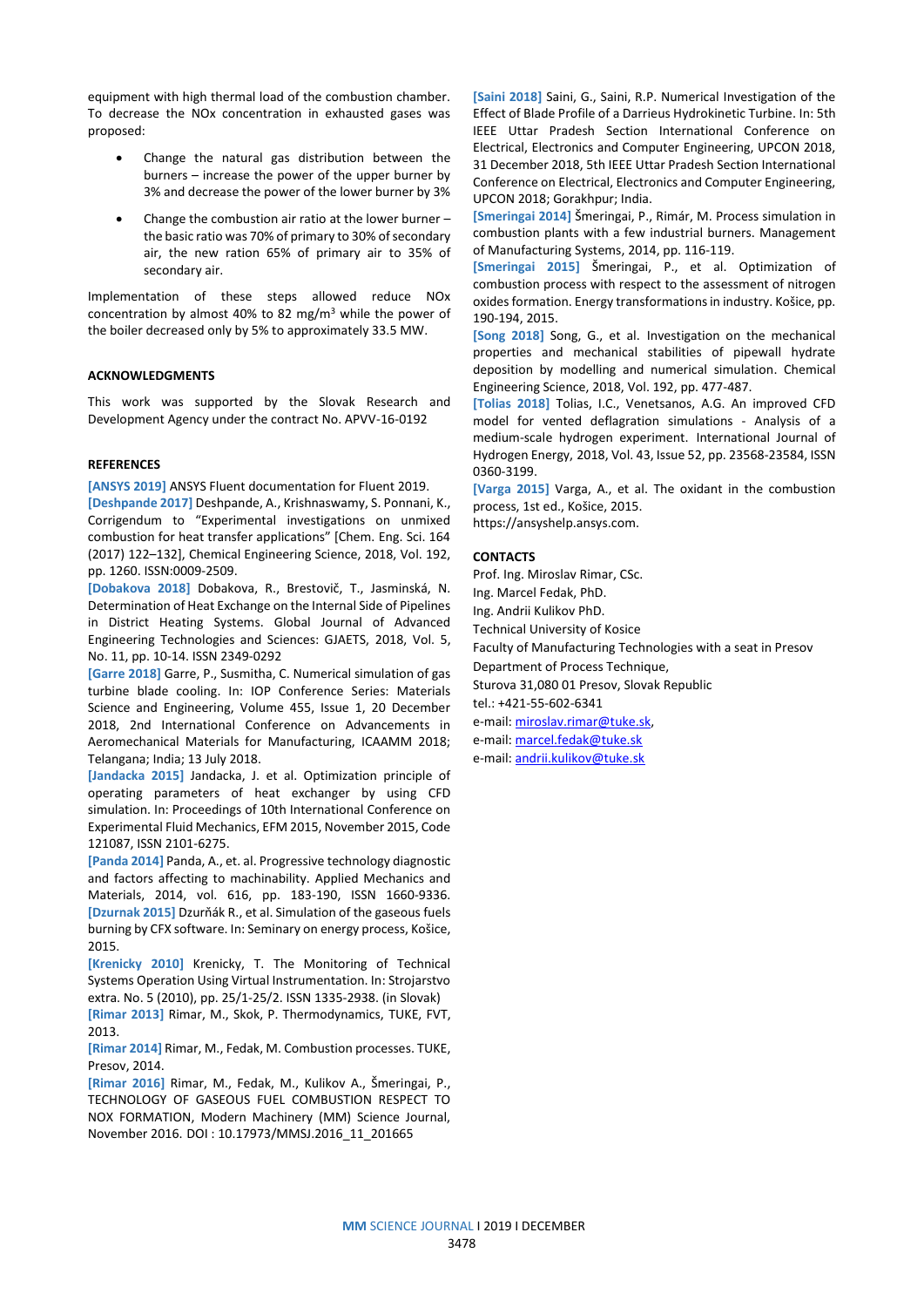equipment with high thermal load of the combustion chamber. To decrease the NOx concentration in exhausted gases was proposed:

- Change the natural gas distribution between the burners – increase the power of the upper burner by 3% and decrease the power of the lower burner by 3%
- Change the combustion air ratio at the lower burner – the basic ratio was 70% of primary to 30% of secondary air, the new ration 65% of primary air to 35% of secondary air.

Implementation of these steps allowed reduce NOx concentration by almost 40% to 82 mg/m$^3$ while the power of the boiler decreased only by 5% to approximately 33.5 MW.

## ACKNOWLEDGMENTS

This work was supported by the Slovak Research and Development Agency under the contract No. APVV-16-0192

## REFERENCES

[ANSYS 2019] ANSYS Fluent documentation for Fluent 2019.

[Deshpande 2017] Deshpande, A., Krishnaswamy, S. Ponnani, K., Corrigendum to "Experimental investigations on unmixed combustion for heat transfer applications" [Chem. Eng. Sci. 164 (2017) 122–132], Chemical Engineering Science, 2018, Vol. 192, pp. 1260. ISSN:0009-2509.

[Dobakova 2018] Dobakova, R., Brestovič, T., Jasminská, N. Determination of Heat Exchange on the Internal Side of Pipelines in District Heating Systems. Global Journal of Advanced Engineering Technologies and Sciences: GJAETS, 2018, Vol. 5, No. 11, pp. 10-14. ISSN 2349-0292

[Garre 2018] Garre, P., Susmitha, C. Numerical simulation of gas turbine blade cooling. In: IOP Conference Series: Materials Science and Engineering, Volume 455, Issue 1, 20 December 2018, 2nd International Conference on Advancements in Aeromechanical Materials for Manufacturing, ICAAMM 2018; Telangana; India; 13 July 2018.

[Jandacka 2015] Jandacka, J. et al. Optimization principle of operating parameters of heat exchanger by using CFD simulation. In: Proceedings of 10th International Conference on Experimental Fluid Mechanics, EFM 2015, November 2015, Code 121087, ISSN 2101-6275.

[Panda 2014] Panda, A., et. al. Progressive technology diagnostic and factors affecting to machinability. Applied Mechanics and Materials, 2014, vol. 616, pp. 183-190, ISSN 1660-9336.

[Dzurnak 2015] Dzurňák R., et al. Simulation of the gaseous fuels burning by CFX software. In: Seminary on energy process, Košice, 2015.

[Krenicky 2010] Krenicky, T. The Monitoring of Technical Systems Operation Using Virtual Instrumentation. In: Strojarstvo extra. No. 5 (2010), pp. 25/1-25/2. ISSN 1335-2938. (in Slovak)

[Rimar 2013] Rimar, M., Skok, P. Thermodynamics, TUKE, FVT, 2013.

[Rimar 2014] Rimar, M., Fedak, M. Combustion processes. TUKE, Presov, 2014.

[Rimar 2016] Rimar, M., Fedak, M., Kulikov A., Šmeringai, P., TECHNOLOGY OF GASEOUS FUEL COMBUSTION RESPECT TO NOX FORMATION, Modern Machinery (MM) Science Journal, November 2016. DOI : 10.17973/MMSJ.2016_11_201665

[Saini 2018] Saini, G., Saini, R.P. Numerical Investigation of the Effect of Blade Profile of a Darrieus Hydrokinetic Turbine. In: 5th IEEE Uttar Pradesh Section International Conference on Electrical, Electronics and Computer Engineering, UPCON 2018, 31 December 2018, 5th IEEE Uttar Pradesh Section International Conference on Electrical, Electronics and Computer Engineering, UPCON 2018; Gorakhpur; India.

[Smeringai 2014] Šmeringai, P., Rimár, M. Process simulation in combustion plants with a few industrial burners. Management of Manufacturing Systems, 2014, pp. 116-119.

[Smeringai 2015] Šmeringai, P., et al. Optimization of combustion process with respect to the assessment of nitrogen oxides formation. Energy transformations in industry. Košice, pp. 190-194, 2015.

[Song 2018] Song, G., et al. Investigation on the mechanical properties and mechanical stabilities of pipewall hydrate deposition by modelling and numerical simulation. Chemical Engineering Science, 2018, Vol. 192, pp. 477-487.

[Tolias 2018] Tolias, I.C., Venetsanos, A.G. An improved CFD model for vented deflagration simulations - Analysis of a medium-scale hydrogen experiment. International Journal of Hydrogen Energy, 2018, Vol. 43, Issue 52, pp. 23568-23584, ISSN 0360-3199.

[Varga 2015] Varga, A., et al. The oxidant in the combustion process, 1st ed., Košice, 2015.

https://ansyshelp.ansys.com.

## CONTACTS

Prof. Ing. Miroslav Rimar, CSc.
Ing. Marcel Fedak, PhD.
Ing. Andrii Kulikov PhD.
Technical University of Kosice
Faculty of Manufacturing Technologies with a seat in Presov
Department of Process Technique,
Sturova 31,080 01 Presov, Slovak Republic
tel.: +421-55-602-6341
e-mail: miroslav.rimar@tuke.sk,
e-mail: marcel.fedak@tuke.sk
e-mail: andrii.kulikov@tuke.sk